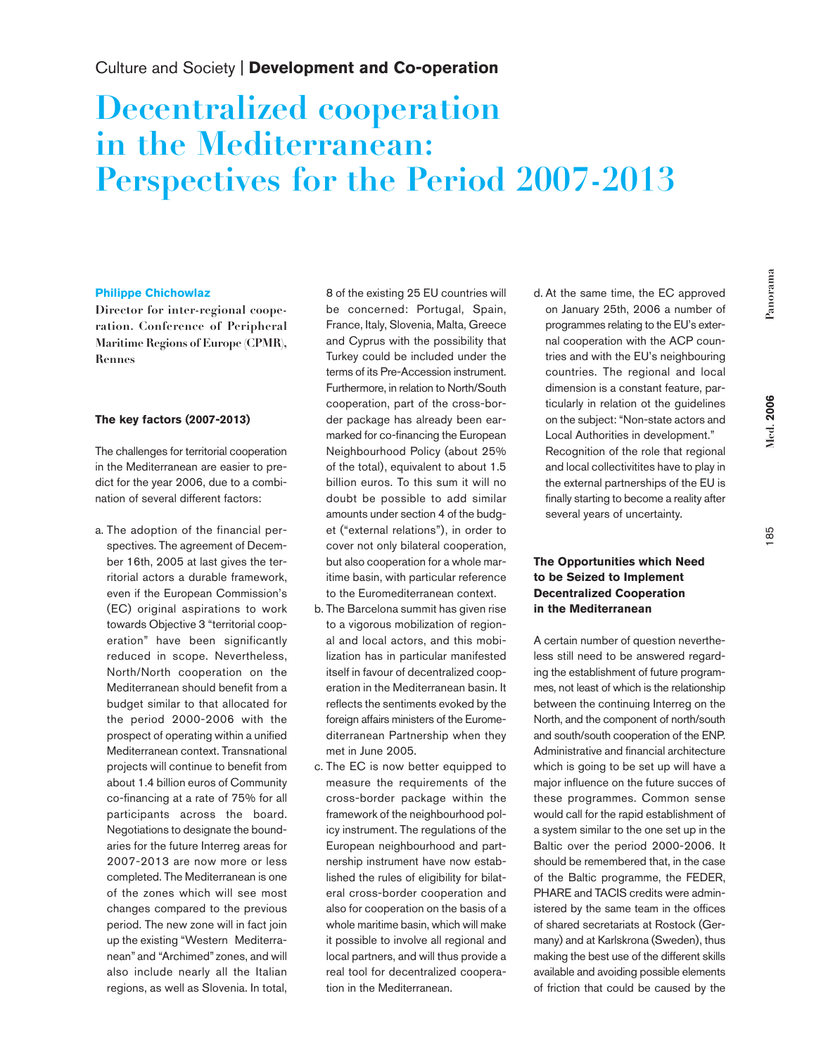Culture and Society | **Development and Co-operation**

# Decentralized cooperation in the Mediterranean: Perspectives for the Period 2007-2013

**Philippe Chichowlaz**

**Director for inter-regional cooperation. Conference of Peripheral Maritime Regions of Europe (CPMR), Rennes**

### The key factors (2007-2013)

The challenges for territorial cooperation in the Mediterranean are easier to predict for the year 2006, due to a combination of several different factors:

a. The adoption of the financial perspectives. The agreement of December 16th, 2005 at last gives the territorial actors a durable framework, even if the European Commission's (EC) original aspirations to work towards Objective 3 "territorial cooperation" have been significantly reduced in scope. Nevertheless, North/North cooperation on the Mediterranean should benefit from a budget similar to that allocated for the period 2000-2006 with the prospect of operating within a unified Mediterranean context. Transnational projects will continue to benefit from about 1.4 billion euros of Community co-financing at a rate of 75% for all participants across the board. Negotiations to designate the boundaries for the future Interreg areas for 2007-2013 are now more or less completed. The Mediterranean is one of the zones which will see most changes compared to the previous period. The new zone will in fact join up the existing "Western Mediterranean" and "Archimed" zones, and will also include nearly all the Italian regions, as well as Slovenia. In total, 8 of the existing 25 EU countries will be concerned: Portugal, Spain, France, Italy, Slovenia, Malta, Greece and Cyprus with the possibility that Turkey could be included under the terms of its Pre-Accession instrument. Furthermore, in relation to North/South cooperation, part of the cross-border package has already been earmarked for co-financing the European Neighbourhood Policy (about 25% of the total), equivalent to about 1.5 billion euros. To this sum it will no doubt be possible to add similar amounts under section 4 of the budget ("external relations"), in order to cover not only bilateral cooperation, but also cooperation for a whole maritime basin, with particular reference to the Euromediterranean context.
b. The Barcelona summit has given rise to a vigorous mobilization of regional and local actors, and this mobilization has in particular manifested itself in favour of decentralized cooperation in the Mediterranean basin. It reflects the sentiments evoked by the foreign affairs ministers of the Euromediterranean Partnership when they met in June 2005.
c. The EC is now better equipped to measure the requirements of the cross-border package within the framework of the neighbourhood policy instrument. The regulations of the European neighbourhood and partnership instrument have now established the rules of eligibility for bilateral cross-border cooperation and also for cooperation on the basis of a whole maritime basin, which will make it possible to involve all regional and local partners, and will thus provide a real tool for decentralized cooperation in the Mediterranean.
d. At the same time, the EC approved on January 25th, 2006 a number of programmes relating to the EU's external cooperation with the ACP countries and with the EU's neighbouring countries. The regional and local dimension is a constant feature, particularly in relation ot the guidelines on the subject: "Non-state actors and Local Authorities in development." Recognition of the role that regional and local collectivitites have to play in the external partnerships of the EU is finally starting to become a reality after several years of uncertainty.

### The Opportunities which Need to be Seized to Implement Decentralized Cooperation in the Mediterranean

A certain number of question nevertheless still need to be answered regarding the establishment of future programmes, not least of which is the relationship between the continuing Interreg on the North, and the component of north/south and south/south cooperation of the ENP. Administrative and financial architecture which is going to be set up will have a major influence on the future succes of these programmes. Common sense would call for the rapid establishment of a system similar to the one set up in the Baltic over the period 2000-2006. It should be remembered that, in the case of the Baltic programme, the FEDER, PHARE and TACIS credits were administered by the same team in the offices of shared secretariats at Rostock (Germany) and at Karlskrona (Sweden), thus making the best use of the different skills available and avoiding possible elements of friction that could be caused by the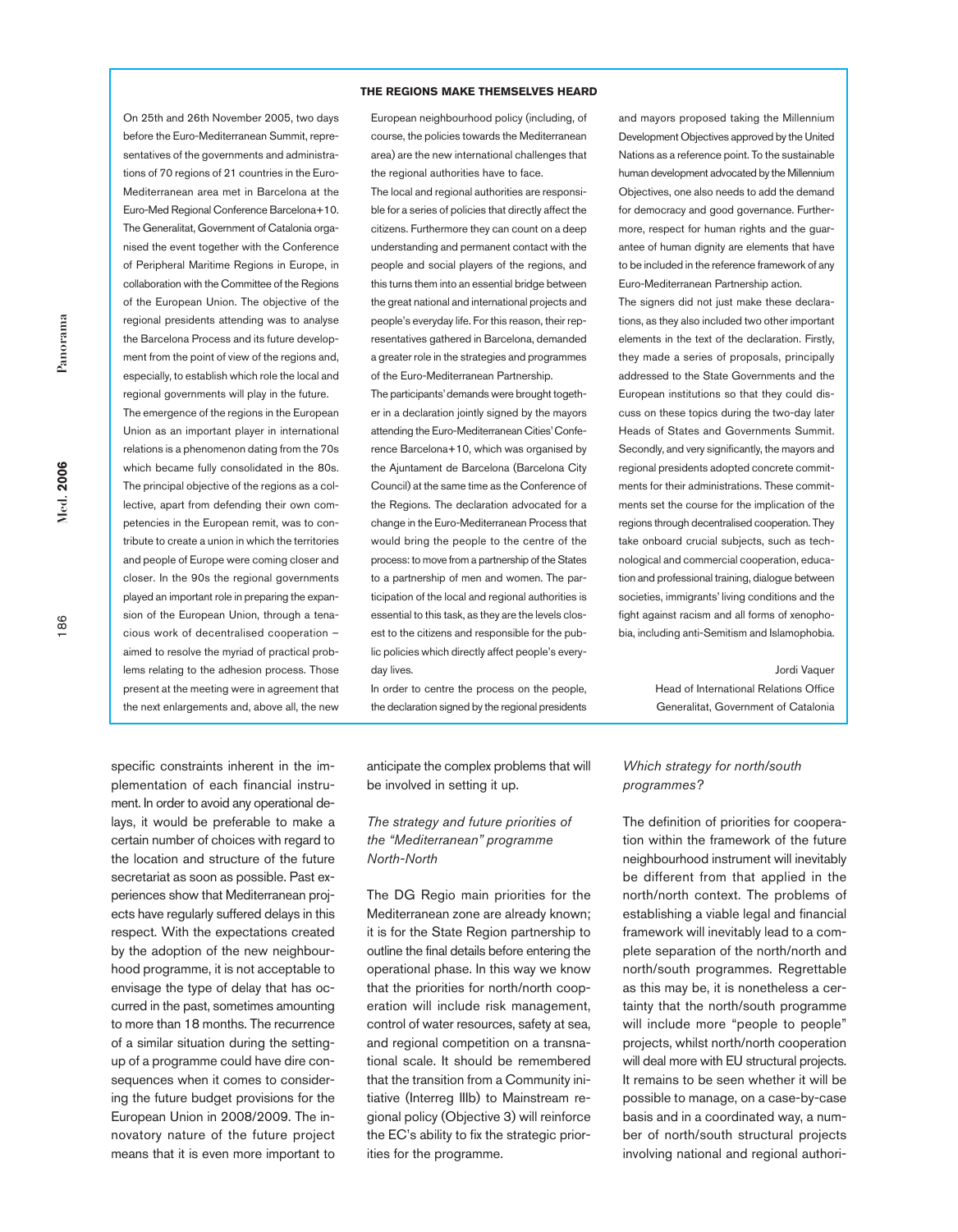## THE REGIONS MAKE THEMSELVES HEARD

On 25th and 26th November 2005, two days before the Euro-Mediterranean Summit, representatives of the governments and administrations of 70 regions of 21 countries in the Euro-Mediterranean area met in Barcelona at the Euro-Med Regional Conference Barcelona+10. The Generalitat, Government of Catalonia organised the event together with the Conference of Peripheral Maritime Regions in Europe, in collaboration with the Committee of the Regions of the European Union. The objective of the regional presidents attending was to analyse the Barcelona Process and its future development from the point of view of the regions and, especially, to establish which role the local and regional governments will play in the future.

The emergence of the regions in the European Union as an important player in international relations is a phenomenon dating from the 70s which became fully consolidated in the 80s. The principal objective of the regions as a collective, apart from defending their own competencies in the European remit, was to contribute to create a union in which the territories and people of Europe were coming closer and closer. In the 90s the regional governments played an important role in preparing the expansion of the European Union, through a tenacious work of decentralised cooperation – aimed to resolve the myriad of practical problems relating to the adhesion process. Those present at the meeting were in agreement that the next enlargements and, above all, the new European neighbourhood policy (including, of course, the policies towards the Mediterranean area) are the new international challenges that the regional authorities have to face.

The local and regional authorities are responsible for a series of policies that directly affect the citizens. Furthermore they can count on a deep understanding and permanent contact with the people and social players of the regions, and this turns them into an essential bridge between the great national and international projects and people's everyday life. For this reason, their representatives gathered in Barcelona, demanded a greater role in the strategies and programmes of the Euro-Mediterranean Partnership.

The participants' demands were brought together in a declaration jointly signed by the mayors attending the Euro-Mediterranean Cities' Conference Barcelona+10, which was organised by the Ajuntament de Barcelona (Barcelona City Council) at the same time as the Conference of the Regions. The declaration advocated for a change in the Euro-Mediterranean Process that would bring the people to the centre of the process: to move from a partnership of the States to a partnership of men and women. The participation of the local and regional authorities is essential to this task, as they are the levels closest to the citizens and responsible for the public policies which directly affect people's everyday lives.

In order to centre the process on the people, the declaration signed by the regional presidents and mayors proposed taking the Millennium Development Objectives approved by the United Nations as a reference point. To the sustainable human development advocated by the Millennium Objectives, one also needs to add the demand for democracy and good governance. Furthermore, respect for human rights and the guarantee of human dignity are elements that have to be included in the reference framework of any Euro-Mediterranean Partnership action.

The signers did not just make these declarations, as they also included two other important elements in the text of the declaration. Firstly, they made a series of proposals, principally addressed to the State Governments and the European institutions so that they could discuss on these topics during the two-day later Heads of States and Governments Summit. Secondly, and very significantly, the mayors and regional presidents adopted concrete commitments for their administrations. These commitments set the course for the implication of the regions through decentralised cooperation. They take onboard crucial subjects, such as technological and commercial cooperation, education and professional training, dialogue between societies, immigrants' living conditions and the fight against racism and all forms of xenophobia, including anti-Semitism and Islamophobia.

Jordi Vaquer
Head of International Relations Office
Generalitat, Government of Catalonia

---

specific constraints inherent in the implementation of each financial instrument. In order to avoid any operational delays, it would be preferable to make a certain number of choices with regard to the location and structure of the future secretariat as soon as possible. Past experiences show that Mediterranean projects have regularly suffered delays in this respect. With the expectations created by the adoption of the new neighbourhood programme, it is not acceptable to envisage the type of delay that has occurred in the past, sometimes amounting to more than 18 months. The recurrence of a similar situation during the setting-up of a programme could have dire consequences when it comes to considering the future budget provisions for the European Union in 2008/2009. The innovatory nature of the future project means that it is even more important to anticipate the complex problems that will be involved in setting it up.

### *The strategy and future priorities of the "Mediterranean" programme North-North*

The DG Regio main priorities for the Mediterranean zone are already known; it is for the State Region partnership to outline the final details before entering the operational phase. In this way we know that the priorities for north/north cooperation will include risk management, control of water resources, safety at sea, and regional competition on a transnational scale. It should be remembered that the transition from a Community initiative (Interreg IIIb) to Mainstream regional policy (Objective 3) will reinforce the EC's ability to fix the strategic priorities for the programme.

### *Which strategy for north/south programmes?*

The definition of priorities for cooperation within the framework of the future neighbourhood instrument will inevitably be different from that applied in the north/north context. The problems of establishing a viable legal and financial framework will inevitably lead to a complete separation of the north/north and north/south programmes. Regrettable as this may be, it is nonetheless a certainty that the north/south programme will include more "people to people" projects, whilst north/north cooperation will deal more with EU structural projects. It remains to be seen whether it will be possible to manage, on a case-by-case basis and in a coordinated way, a number of north/south structural projects involving national and regional authori-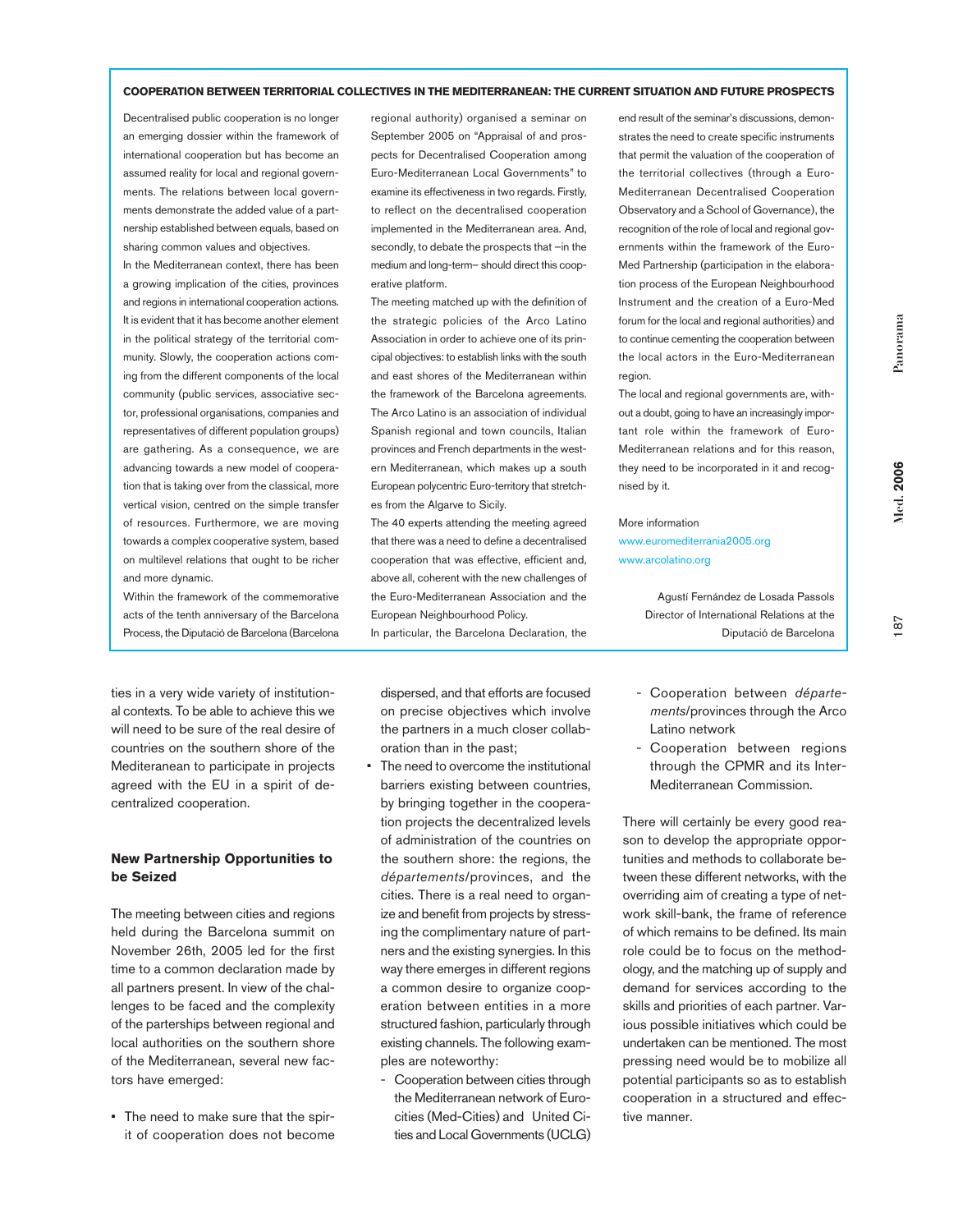### COOPERATION BETWEEN TERRITORIAL COLLECTIVES IN THE MEDITERRANEAN: THE CURRENT SITUATION AND FUTURE PROSPECTS

Decentralised public cooperation is no longer an emerging dossier within the framework of international cooperation but has become an assumed reality for local and regional governments. The relations between local governments demonstrate the added value of a partnership established between equals, based on sharing common values and objectives.

In the Mediterranean context, there has been a growing implication of the cities, provinces and regions in international cooperation actions. It is evident that it has become another element in the political strategy of the territorial community. Slowly, the cooperation actions coming from the different components of the local community (public services, associative sector, professional organisations, companies and representatives of different population groups) are gathering. As a consequence, we are advancing towards a new model of cooperation that is taking over from the classical, more vertical vision, centred on the simple transfer of resources. Furthermore, we are moving towards a complex cooperative system, based on multilevel relations that ought to be richer and more dynamic.

Within the framework of the commemorative acts of the tenth anniversary of the Barcelona Process, the Diputació de Barcelona (Barcelona regional authority) organised a seminar on September 2005 on "Appraisal of and prospects for Decentralised Cooperation among Euro-Mediterranean Local Governments" to examine its effectiveness in two regards. Firstly, to reflect on the decentralised cooperation implemented in the Mediterranean area. And, secondly, to debate the prospects that –in the medium and long-term– should direct this cooperative platform.

The meeting matched up with the definition of the strategic policies of the Arco Latino Association in order to achieve one of its principal objectives: to establish links with the south and east shores of the Mediterranean within the framework of the Barcelona agreements. The Arco Latino is an association of individual Spanish regional and town councils, Italian provinces and French departments in the western Mediterranean, which makes up a south European polycentric Euro-territory that stretches from the Algarve to Sicily.

The 40 experts attending the meeting agreed that there was a need to define a decentralised cooperation that was effective, efficient and, above all, coherent with the new challenges of the Euro-Mediterranean Association and the European Neighbourhood Policy.

In particular, the Barcelona Declaration, the end result of the seminar's discussions, demonstrates the need to create specific instruments that permit the valuation of the cooperation of the territorial collectives (through a Euro-Mediterranean Decentralised Cooperation Observatory and a School of Governance), the recognition of the role of local and regional governments within the framework of the Euro-Med Partnership (participation in the elaboration process of the European Neighbourhood Instrument and the creation of a Euro-Med forum for the local and regional authorities) and to continue cementing the cooperation between the local actors in the Euro-Mediterranean region.

The local and regional governments are, without a doubt, going to have an increasingly important role within the framework of Euro-Mediterranean relations and for this reason, they need to be incorporated in it and recognised by it.

More information

www.euromediterrania2005.org

www.arcolatino.org

Agustí Fernández de Losada Passols
Director of International Relations at the Diputació de Barcelona

---

ties in a very wide variety of institutional contexts. To be able to achieve this we will need to be sure of the real desire of countries on the southern shore of the Mediteranean to participate in projects agreed with the EU in a spirit of decentralized cooperation.

## New Partnership Opportunities to be Seized

The meeting between cities and regions held during the Barcelona summit on November 26th, 2005 led for the first time to a common declaration made by all partners present. In view of the challenges to be faced and the complexity of the parterships between regional and local authorities on the southern shore of the Mediterranean, several new factors have emerged:

- The need to make sure that the spirit of cooperation does not become dispersed, and that efforts are focused on precise objectives which involve the partners in a much closer collaboration than in the past;
- The need to overcome the institutional barriers existing between countries, by bringing together in the cooperation projects the decentralized levels of administration of the countries on the southern shore: the regions, the *départements*/provinces, and the cities. There is a real need to organize and benefit from projects by stressing the complimentary nature of partners and the existing synergies. In this way there emerges in different regions a common desire to organize cooperation between entities in a more structured fashion, particularly through existing channels. The following examples are noteworthy:
  - Cooperation between cities through the Mediterranean network of Eurocities (Med-Cities) and United Cities and Local Governments (UCLG)
  - Cooperation between *départements*/provinces through the Arco Latino network
  - Cooperation between regions through the CPMR and its Inter-Mediterranean Commission.

There will certainly be every good reason to develop the appropriate opportunities and methods to collaborate between these different networks, with the overriding aim of creating a type of network skill-bank, the frame of reference of which remains to be defined. Its main role could be to focus on the methodology, and the matching up of supply and demand for services according to the skills and priorities of each partner. Various possible initiatives which could be undertaken can be mentioned. The most pressing need would be to mobilize all potential participants so as to establish cooperation in a structured and effective manner.